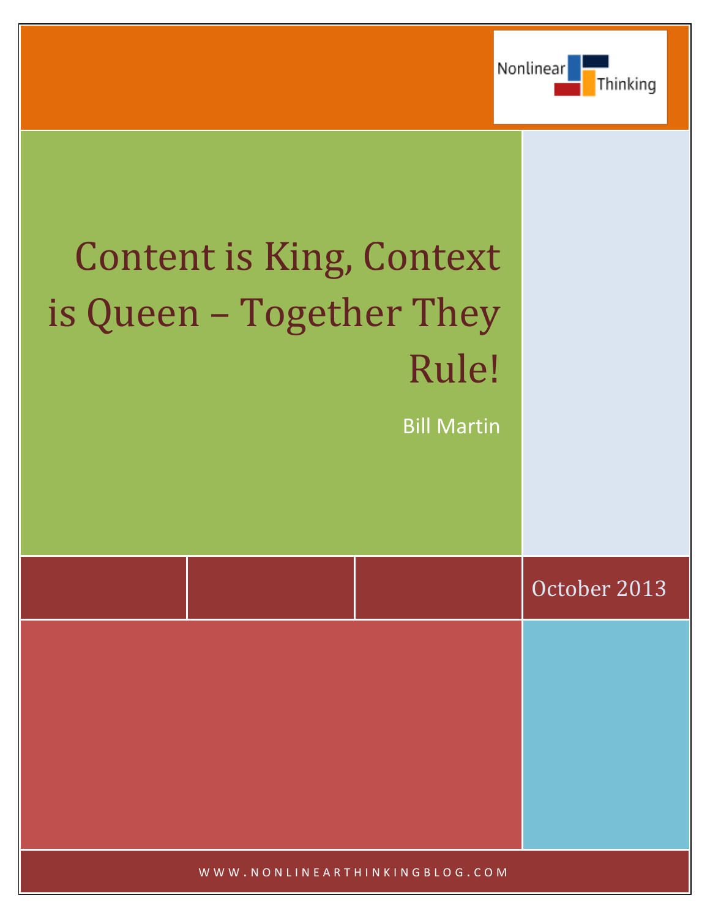Nonlinear Thinking

# Content is King, Context is Queen – Together They Rule!

Bill Martin

October 2013

WWW.NONLINEARTHINKINGBLOG.COM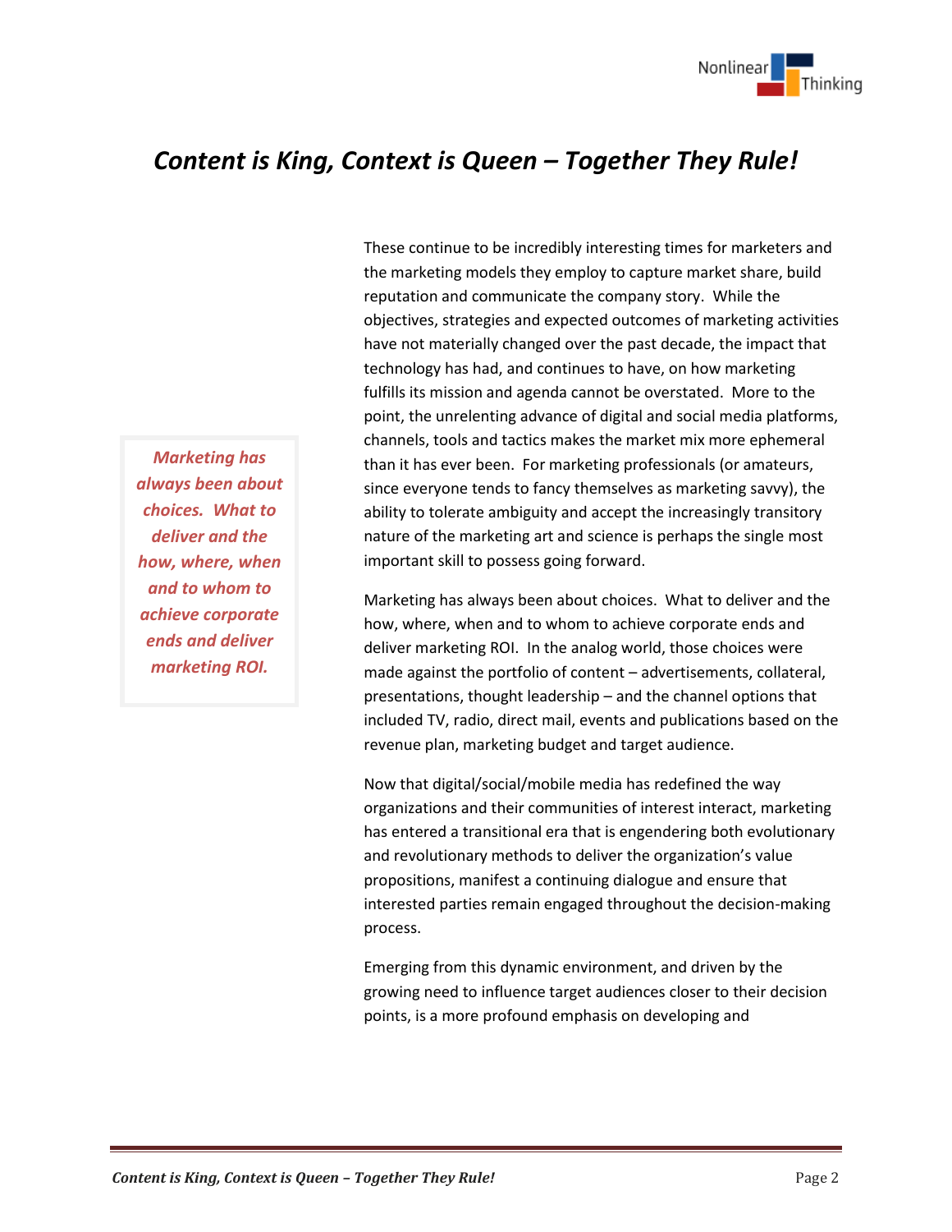# *Content is King, Context is Queen – Together They Rule!*

These continue to be incredibly interesting times for marketers and the marketing models they employ to capture market share, build reputation and communicate the company story. While the objectives, strategies and expected outcomes of marketing activities have not materially changed over the past decade, the impact that technology has had, and continues to have, on how marketing fulfills its mission and agenda cannot be overstated. More to the point, the unrelenting advance of digital and social media platforms, channels, tools and tactics makes the market mix more ephemeral than it has ever been. For marketing professionals (or amateurs, since everyone tends to fancy themselves as marketing savvy), the ability to tolerate ambiguity and accept the increasingly transitory nature of the marketing art and science is perhaps the single most important skill to possess going forward.

> ***Marketing has always been about choices. What to deliver and the how, where, when and to whom to achieve corporate ends and deliver marketing ROI.***

Marketing has always been about choices. What to deliver and the how, where, when and to whom to achieve corporate ends and deliver marketing ROI. In the analog world, those choices were made against the portfolio of content – advertisements, collateral, presentations, thought leadership – and the channel options that included TV, radio, direct mail, events and publications based on the revenue plan, marketing budget and target audience.

Now that digital/social/mobile media has redefined the way organizations and their communities of interest interact, marketing has entered a transitional era that is engendering both evolutionary and revolutionary methods to deliver the organization's value propositions, manifest a continuing dialogue and ensure that interested parties remain engaged throughout the decision-making process.

Emerging from this dynamic environment, and driven by the growing need to influence target audiences closer to their decision points, is a more profound emphasis on developing and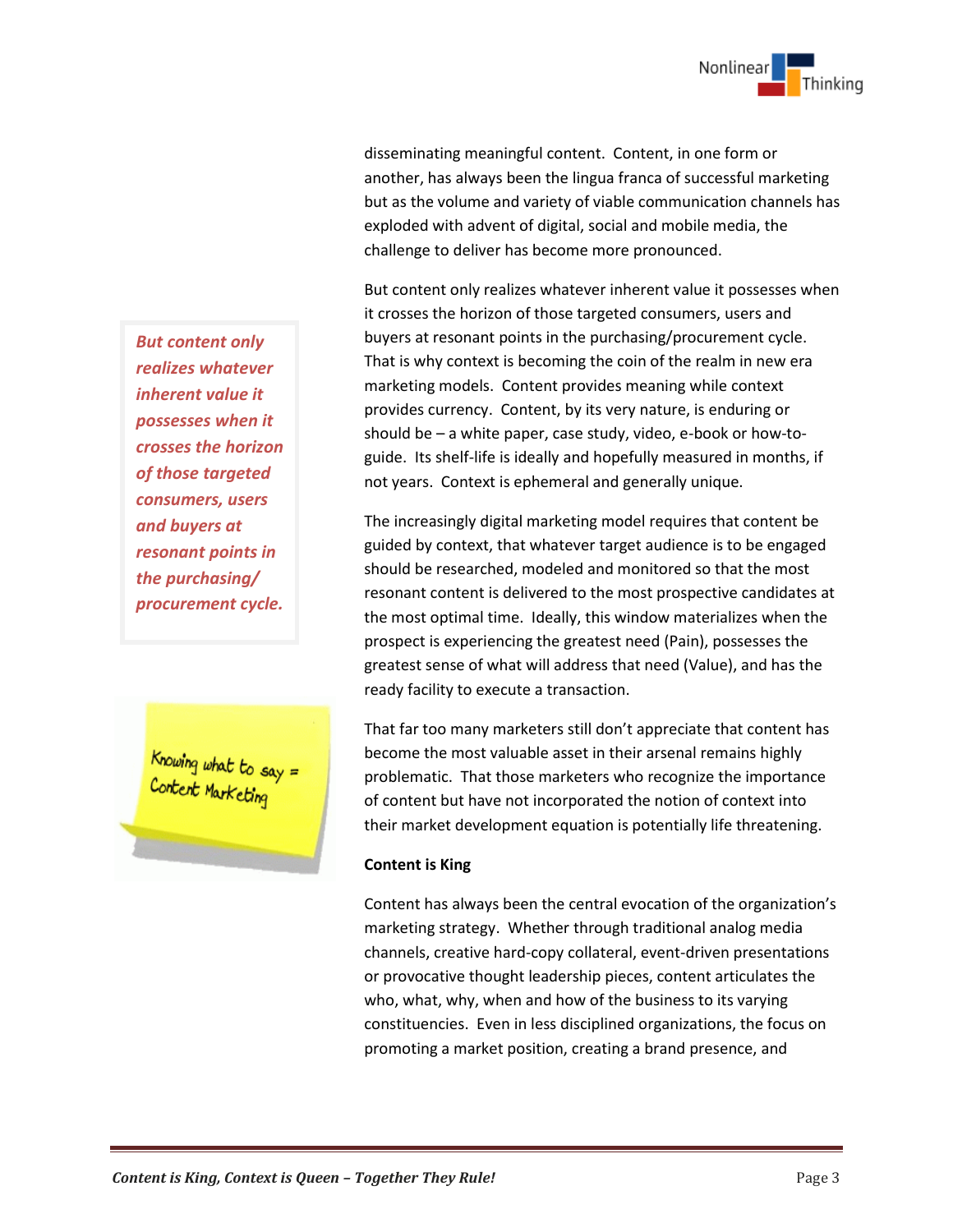disseminating meaningful content. Content, in one form or another, has always been the lingua franca of successful marketing but as the volume and variety of viable communication channels has exploded with advent of digital, social and mobile media, the challenge to deliver has become more pronounced.

> ***But content only realizes whatever inherent value it possesses when it crosses the horizon of those targeted consumers, users and buyers at resonant points in the purchasing/procurement cycle.***

But content only realizes whatever inherent value it possesses when it crosses the horizon of those targeted consumers, users and buyers at resonant points in the purchasing/procurement cycle. That is why context is becoming the coin of the realm in new era marketing models. Content provides meaning while context provides currency. Content, by its very nature, is enduring or should be – a white paper, case study, video, e-book or how-to-guide. Its shelf-life is ideally and hopefully measured in months, if not years. Context is ephemeral and generally unique.

The increasingly digital marketing model requires that content be guided by context, that whatever target audience is to be engaged should be researched, modeled and monitored so that the most resonant content is delivered to the most prospective candidates at the most optimal time. Ideally, this window materializes when the prospect is experiencing the greatest need (Pain), possesses the greatest sense of what will address that need (Value), and has the ready facility to execute a transaction.

Knowing what to say = Content Marketing

That far too many marketers still don't appreciate that content has become the most valuable asset in their arsenal remains highly problematic. That those marketers who recognize the importance of content but have not incorporated the notion of context into their market development equation is potentially life threatening.

**Content is King**

Content has always been the central evocation of the organization's marketing strategy. Whether through traditional analog media channels, creative hard-copy collateral, event-driven presentations or provocative thought leadership pieces, content articulates the who, what, why, when and how of the business to its varying constituencies. Even in less disciplined organizations, the focus on promoting a market position, creating a brand presence, and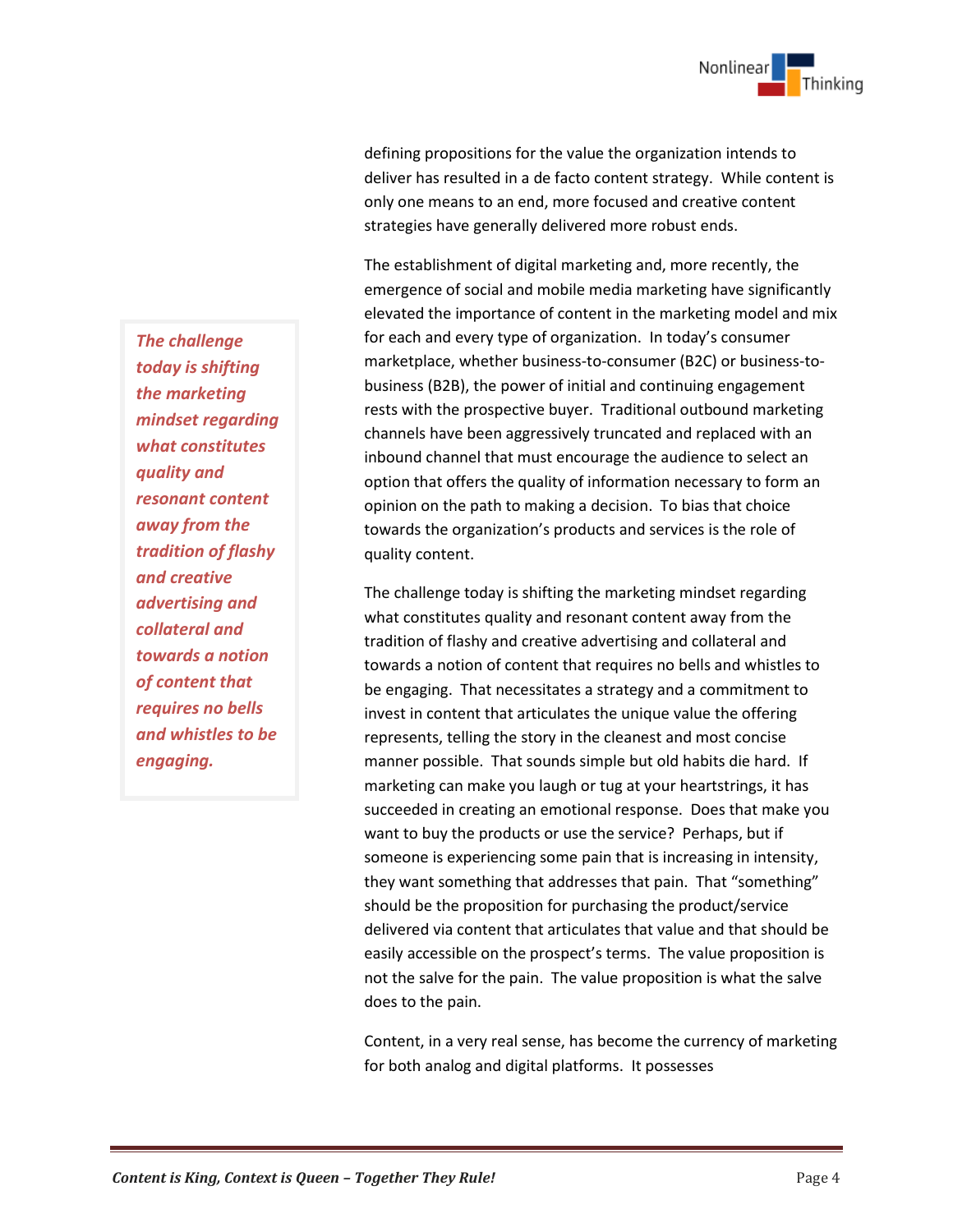defining propositions for the value the organization intends to deliver has resulted in a de facto content strategy. While content is only one means to an end, more focused and creative content strategies have generally delivered more robust ends.

The establishment of digital marketing and, more recently, the emergence of social and mobile media marketing have significantly elevated the importance of content in the marketing model and mix for each and every type of organization. In today's consumer marketplace, whether business-to-consumer (B2C) or business-to-business (B2B), the power of initial and continuing engagement rests with the prospective buyer. Traditional outbound marketing channels have been aggressively truncated and replaced with an inbound channel that must encourage the audience to select an option that offers the quality of information necessary to form an opinion on the path to making a decision. To bias that choice towards the organization's products and services is the role of quality content.

> ***The challenge today is shifting the marketing mindset regarding what constitutes quality and resonant content away from the tradition of flashy and creative advertising and collateral and towards a notion of content that requires no bells and whistles to be engaging.***

The challenge today is shifting the marketing mindset regarding what constitutes quality and resonant content away from the tradition of flashy and creative advertising and collateral and towards a notion of content that requires no bells and whistles to be engaging. That necessitates a strategy and a commitment to invest in content that articulates the unique value the offering represents, telling the story in the cleanest and most concise manner possible. That sounds simple but old habits die hard. If marketing can make you laugh or tug at your heartstrings, it has succeeded in creating an emotional response. Does that make you want to buy the products or use the service? Perhaps, but if someone is experiencing some pain that is increasing in intensity, they want something that addresses that pain. That "something" should be the proposition for purchasing the product/service delivered via content that articulates that value and that should be easily accessible on the prospect's terms. The value proposition is not the salve for the pain. The value proposition is what the salve does to the pain.

Content, in a very real sense, has become the currency of marketing for both analog and digital platforms. It possesses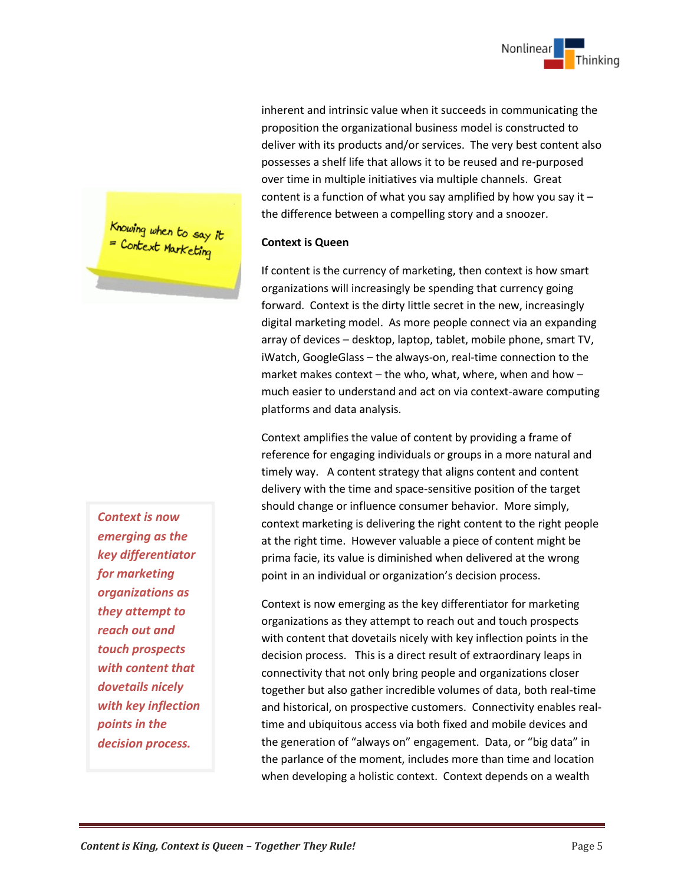inherent and intrinsic value when it succeeds in communicating the proposition the organizational business model is constructed to deliver with its products and/or services. The very best content also possesses a shelf life that allows it to be reused and re-purposed over time in multiple initiatives via multiple channels. Great content is a function of what you say amplified by how you say it – the difference between a compelling story and a snoozer.

Knowing when to say it = Context Marketing

**Context is Queen**

If content is the currency of marketing, then context is how smart organizations will increasingly be spending that currency going forward. Context is the dirty little secret in the new, increasingly digital marketing model. As more people connect via an expanding array of devices – desktop, laptop, tablet, mobile phone, smart TV, iWatch, GoogleGlass – the always-on, real-time connection to the market makes context – the who, what, where, when and how – much easier to understand and act on via context-aware computing platforms and data analysis.

Context amplifies the value of content by providing a frame of reference for engaging individuals or groups in a more natural and timely way. A content strategy that aligns content and content delivery with the time and space-sensitive position of the target should change or influence consumer behavior. More simply, context marketing is delivering the right content to the right people at the right time. However valuable a piece of content might be prima facie, its value is diminished when delivered at the wrong point in an individual or organization's decision process.

*Context is now emerging as the key differentiator for marketing organizations as they attempt to reach out and touch prospects with content that dovetails nicely with key inflection points in the decision process.*

Context is now emerging as the key differentiator for marketing organizations as they attempt to reach out and touch prospects with content that dovetails nicely with key inflection points in the decision process. This is a direct result of extraordinary leaps in connectivity that not only bring people and organizations closer together but also gather incredible volumes of data, both real-time and historical, on prospective customers. Connectivity enables real-time and ubiquitous access via both fixed and mobile devices and the generation of "always on" engagement. Data, or "big data" in the parlance of the moment, includes more than time and location when developing a holistic context. Context depends on a wealth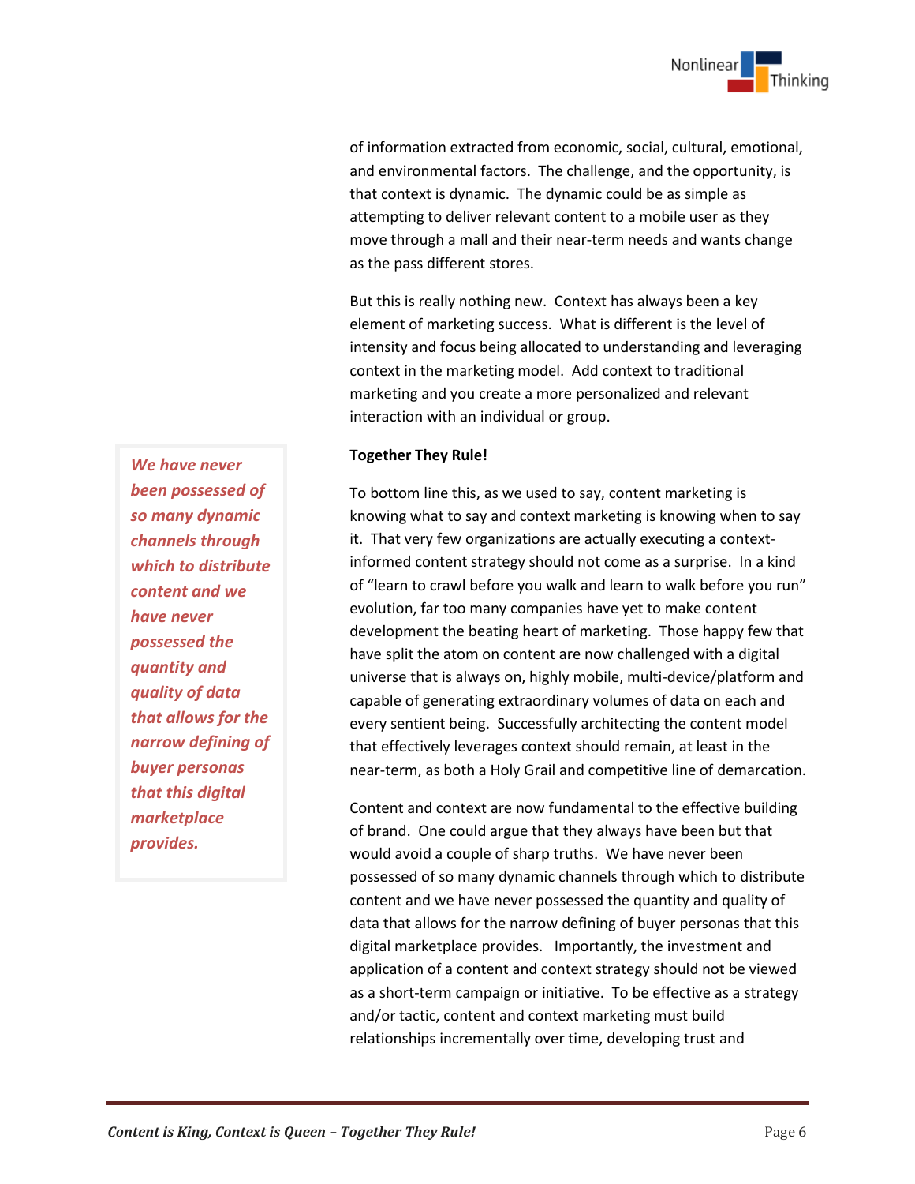of information extracted from economic, social, cultural, emotional, and environmental factors. The challenge, and the opportunity, is that context is dynamic. The dynamic could be as simple as attempting to deliver relevant content to a mobile user as they move through a mall and their near-term needs and wants change as the pass different stores.

But this is really nothing new. Context has always been a key element of marketing success. What is different is the level of intensity and focus being allocated to understanding and leveraging context in the marketing model. Add context to traditional marketing and you create a more personalized and relevant interaction with an individual or group.

> ***We have never been possessed of so many dynamic channels through which to distribute content and we have never possessed the quantity and quality of data that allows for the narrow defining of buyer personas that this digital marketplace provides.***

**Together They Rule!**

To bottom line this, as we used to say, content marketing is knowing what to say and context marketing is knowing when to say it. That very few organizations are actually executing a context-informed content strategy should not come as a surprise. In a kind of "learn to crawl before you walk and learn to walk before you run" evolution, far too many companies have yet to make content development the beating heart of marketing. Those happy few that have split the atom on content are now challenged with a digital universe that is always on, highly mobile, multi-device/platform and capable of generating extraordinary volumes of data on each and every sentient being. Successfully architecting the content model that effectively leverages context should remain, at least in the near-term, as both a Holy Grail and competitive line of demarcation.

Content and context are now fundamental to the effective building of brand. One could argue that they always have been but that would avoid a couple of sharp truths. We have never been possessed of so many dynamic channels through which to distribute content and we have never possessed the quantity and quality of data that allows for the narrow defining of buyer personas that this digital marketplace provides. Importantly, the investment and application of a content and context strategy should not be viewed as a short-term campaign or initiative. To be effective as a strategy and/or tactic, content and context marketing must build relationships incrementally over time, developing trust and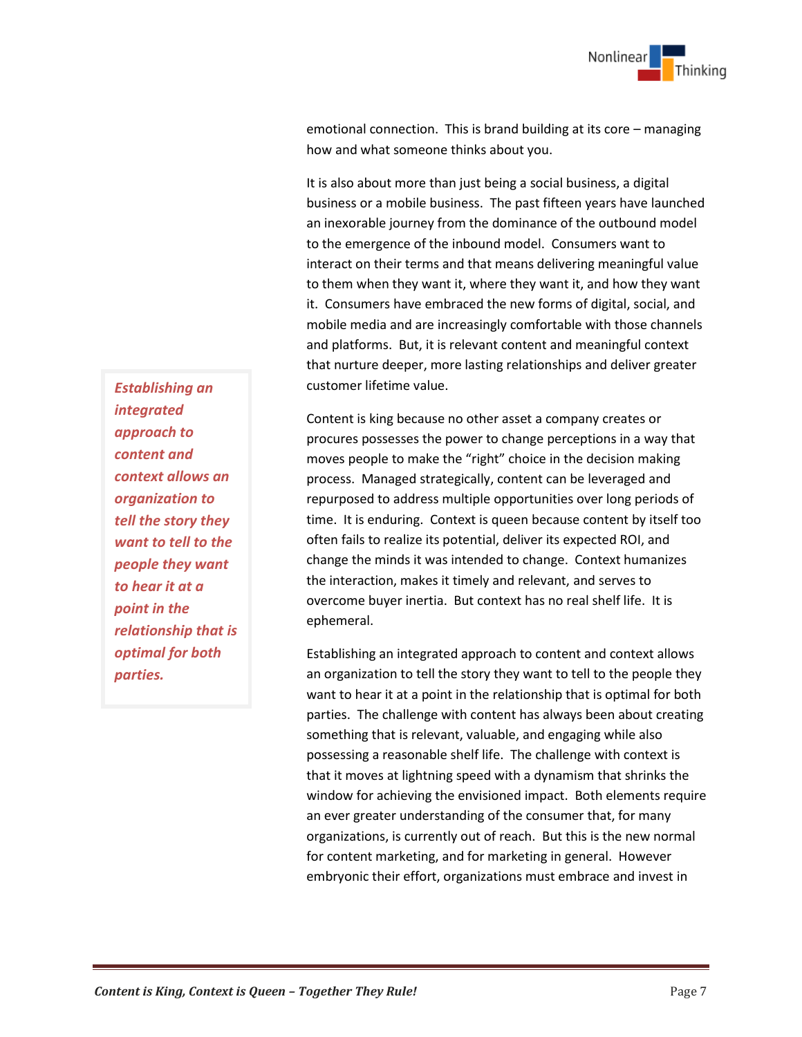emotional connection. This is brand building at its core – managing how and what someone thinks about you.

It is also about more than just being a social business, a digital business or a mobile business. The past fifteen years have launched an inexorable journey from the dominance of the outbound model to the emergence of the inbound model. Consumers want to interact on their terms and that means delivering meaningful value to them when they want it, where they want it, and how they want it. Consumers have embraced the new forms of digital, social, and mobile media and are increasingly comfortable with those channels and platforms. But, it is relevant content and meaningful context that nurture deeper, more lasting relationships and deliver greater customer lifetime value.

> ***Establishing an integrated approach to content and context allows an organization to tell the story they want to tell to the people they want to hear it at a point in the relationship that is optimal for both parties.***

Content is king because no other asset a company creates or procures possesses the power to change perceptions in a way that moves people to make the "right" choice in the decision making process. Managed strategically, content can be leveraged and repurposed to address multiple opportunities over long periods of time. It is enduring. Context is queen because content by itself too often fails to realize its potential, deliver its expected ROI, and change the minds it was intended to change. Context humanizes the interaction, makes it timely and relevant, and serves to overcome buyer inertia. But context has no real shelf life. It is ephemeral.

Establishing an integrated approach to content and context allows an organization to tell the story they want to tell to the people they want to hear it at a point in the relationship that is optimal for both parties. The challenge with content has always been about creating something that is relevant, valuable, and engaging while also possessing a reasonable shelf life. The challenge with context is that it moves at lightning speed with a dynamism that shrinks the window for achieving the envisioned impact. Both elements require an ever greater understanding of the consumer that, for many organizations, is currently out of reach. But this is the new normal for content marketing, and for marketing in general. However embryonic their effort, organizations must embrace and invest in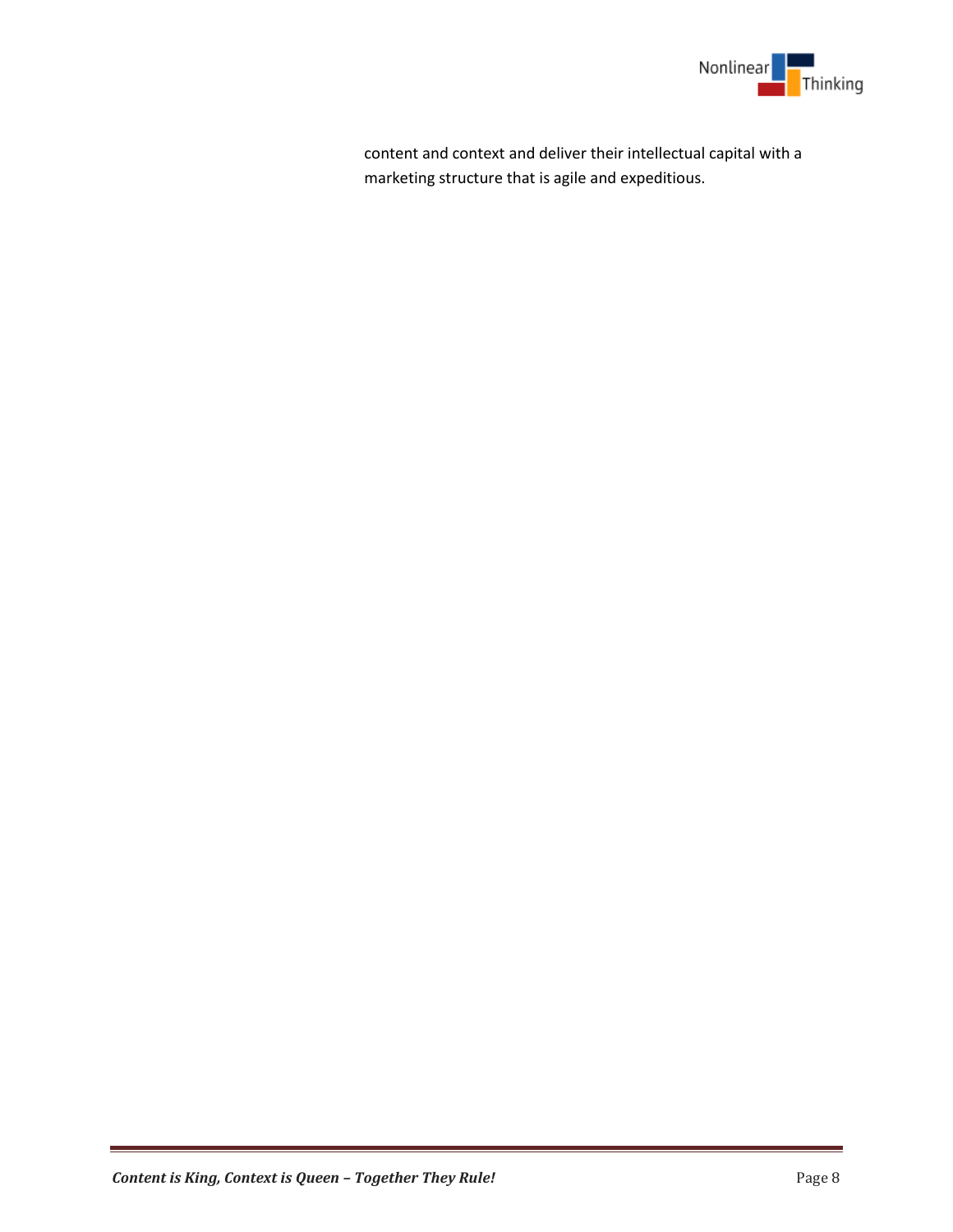content and context and deliver their intellectual capital with a marketing structure that is agile and expeditious.